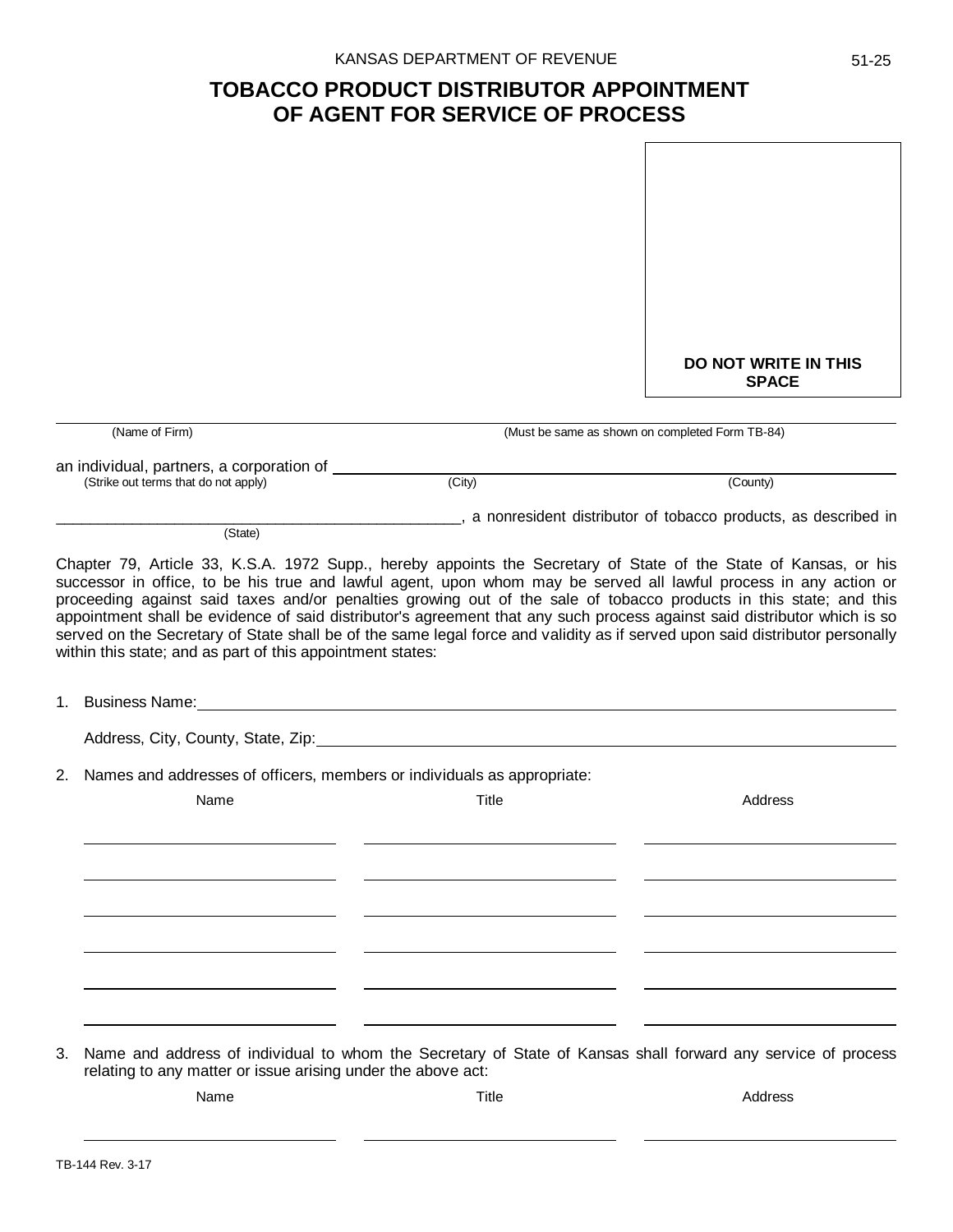KANSAS DEPARTMENT OF REVENUE

51-25

# TOBACCO PRODUCT DISTRIBUTOR APPOINTMENT OF AGENT FOR SERVICE OF PROCESS

**DO NOT WRITE IN THIS SPACE**

______________________________________________________________________________
(Name of Firm) (Must be same as shown on completed Form TB-84)

an individual, partners, a corporation of ______________________________________________
(Strike out terms that do not apply) (City) (County)

_________________________________________________, a nonresident distributor of tobacco products, as described in
(State)

Chapter 79, Article 33, K.S.A. 1972 Supp., hereby appoints the Secretary of State of the State of Kansas, or his successor in office, to be his true and lawful agent, upon whom may be served all lawful process in any action or proceeding against said taxes and/or penalties growing out of the sale of tobacco products in this state; and this appointment shall be evidence of said distributor's agreement that any such process against said distributor which is so served on the Secretary of State shall be of the same legal force and validity as if served upon said distributor personally within this state; and as part of this appointment states:

1. Business Name: ______________________________________________

   Address, City, County, State, Zip: ______________________________________________

2. Names and addresses of officers, members or individuals as appropriate:

| Name | Title | Address |
|---|---|---|
| | | |
| | | |
| | | |
| | | |
| | | |
| | | |

3. Name and address of individual to whom the Secretary of State of Kansas shall forward any service of process relating to any matter or issue arising under the above act:

| Name | Title | Address |
|---|---|---|
| | | |

TB-144 Rev. 3-17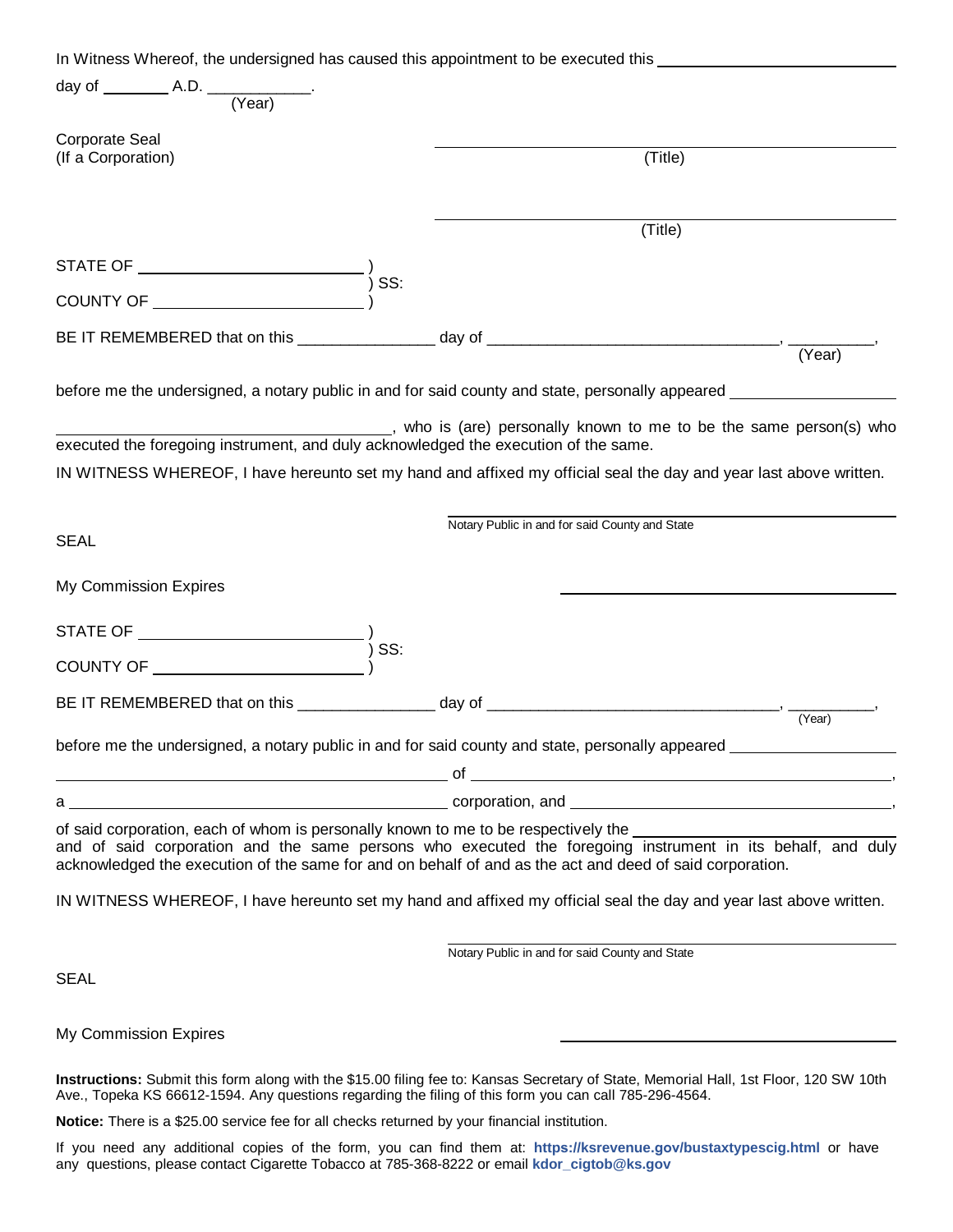In Witness Whereof, the undersigned has caused this appointment to be executed this ____________________________

day of ________ A.D. ____________.
(Year)

Corporate Seal
(If a Corporation)

______________________________________
(Title)

______________________________________
(Title)

STATE OF ___________________________ )
) SS:
COUNTY OF _________________________ )

BE IT REMEMBERED that on this ________________ day of __________________________________, __________,
(Year)

before me the undersigned, a notary public in and for said county and state, personally appeared ___________________

_______________________________________, who is (are) personally known to me to be the same person(s) who executed the foregoing instrument, and duly acknowledged the execution of the same.

IN WITNESS WHEREOF, I have hereunto set my hand and affixed my official seal the day and year last above written.

______________________________________
Notary Public in and for said County and State

SEAL

My Commission Expires ______________________________

STATE OF ___________________________ )
) SS:
COUNTY OF _________________________ )

BE IT REMEMBERED that on this ________________ day of __________________________________, __________,
(Year)

before me the undersigned, a notary public in and for said county and state, personally appeared ___________________

_______________________________________________ of ___________________________________________________,

a _____________________________________________ corporation, and ______________________________________,

of said corporation, each of whom is personally known to me to be respectively the ____________________________ and of said corporation and the same persons who executed the foregoing instrument in its behalf, and duly acknowledged the execution of the same for and on behalf of and as the act and deed of said corporation.

IN WITNESS WHEREOF, I have hereunto set my hand and affixed my official seal the day and year last above written.

______________________________________
Notary Public in and for said County and State

SEAL

My Commission Expires ______________________________

**Instructions:** Submit this form along with the $15.00 filing fee to: Kansas Secretary of State, Memorial Hall, 1st Floor, 120 SW 10th Ave., Topeka KS 66612-1594. Any questions regarding the filing of this form you can call 785-296-4564.

**Notice:** There is a $25.00 service fee for all checks returned by your financial institution.

If you need any additional copies of the form, you can find them at: **https://ksrevenue.gov/bustaxtypescig.html** or have any questions, please contact Cigarette Tobacco at 785-368-8222 or email **kdor_cigtob@ks.gov**